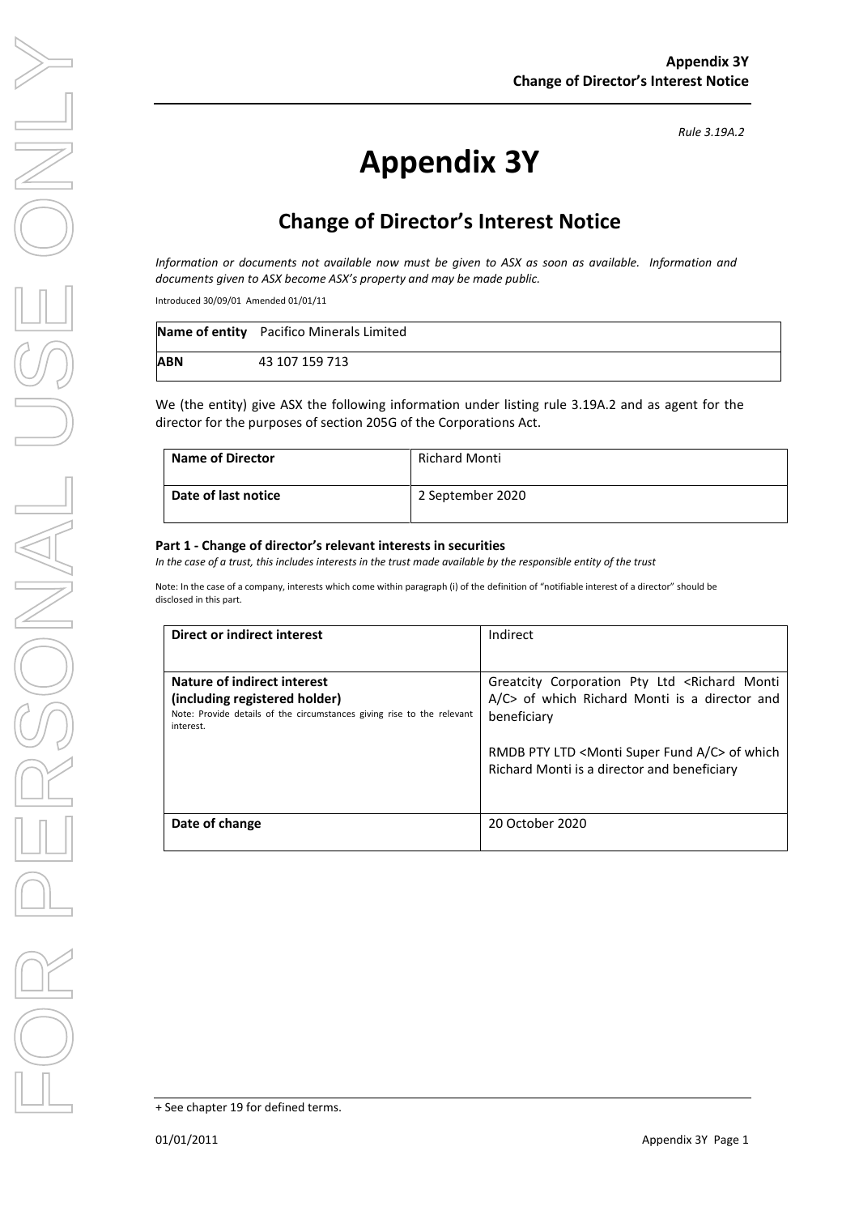*Rule 3.19A.2*

# Appendix 3Y

## Change of Director's Interest Notice

*Information or documents not available now must be given to ASX as soon as available. Information and documents given to ASX become ASX's property and may be made public.*

Introduced 30/09/01 Amended 01/01/11

| **Name of entity** | Pacifico Minerals Limited |
|---|---|
| **ABN** | 43 107 159 713 |

We (the entity) give ASX the following information under listing rule 3.19A.2 and as agent for the director for the purposes of section 205G of the Corporations Act.

| **Name of Director** | Richard Monti |
|---|---|
| **Date of last notice** | 2 September 2020 |

#### Part 1 - Change of director's relevant interests in securities

*In the case of a trust, this includes interests in the trust made available by the responsible entity of the trust*

Note: In the case of a company, interests which come within paragraph (i) of the definition of "notifiable interest of a director" should be disclosed in this part.

| **Direct or indirect interest** | Indirect |
|---|---|
| **Nature of indirect interest (including registered holder)**<br>Note: Provide details of the circumstances giving rise to the relevant interest. | Greatcity Corporation Pty Ltd <Richard Monti A/C> of which Richard Monti is a director and beneficiary<br><br>RMDB PTY LTD <Monti Super Fund A/C> of which Richard Monti is a director and beneficiary |
| **Date of change** | 20 October 2020 |

+ See chapter 19 for defined terms.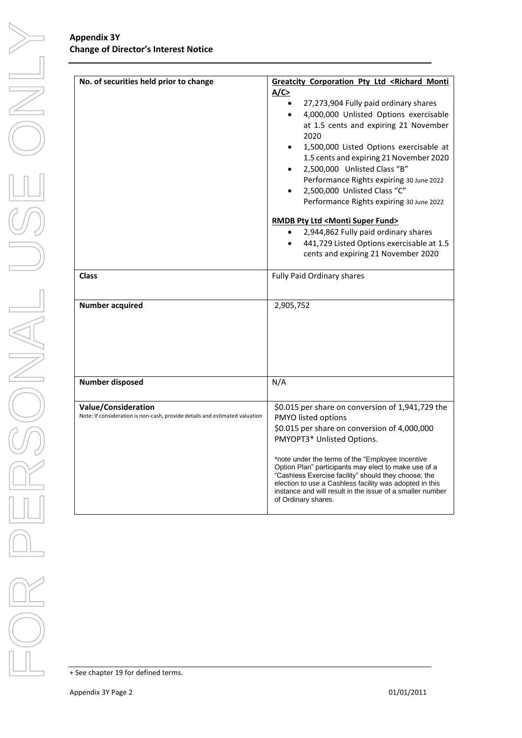**Appendix 3Y**
**Change of Director's Interest Notice**

| | |
|---|---|
| **No. of securities held prior to change** | **Greatcity Corporation Pty Ltd <Richard Monti A/C>**<br>• 27,273,904 Fully paid ordinary shares<br>• 4,000,000 Unlisted Options exercisable at 1.5 cents and expiring 21 November 2020<br>• 1,500,000 Listed Options exercisable at 1.5 cents and expiring 21 November 2020<br>• 2,500,000 Unlisted Class "B" Performance Rights expiring 30 June 2022<br>• 2,500,000 Unlisted Class "C" Performance Rights expiring 30 June 2022<br><br>**RMDB Pty Ltd <Monti Super Fund>**<br>• 2,944,862 Fully paid ordinary shares<br>• 441,729 Listed Options exercisable at 1.5 cents and expiring 21 November 2020 |
| **Class** | Fully Paid Ordinary shares |
| **Number acquired** | 2,905,752 |
| **Number disposed** | N/A |
| **Value/Consideration**<br>Note: If consideration is non-cash, provide details and estimated valuation | $0.015 per share on conversion of 1,941,729 the PMYO listed options<br>$0.015 per share on conversion of 4,000,000 PMYOPT3* Unlisted Options.<br><br>*note under the terms of the "Employee Incentive Option Plan" participants may elect to make use of a "Cashless Exercise facility" should they choose, the election to use a Cashless facility was adopted in this instance and will result in the issue of a smaller number of Ordinary shares. |

+ See chapter 19 for defined terms.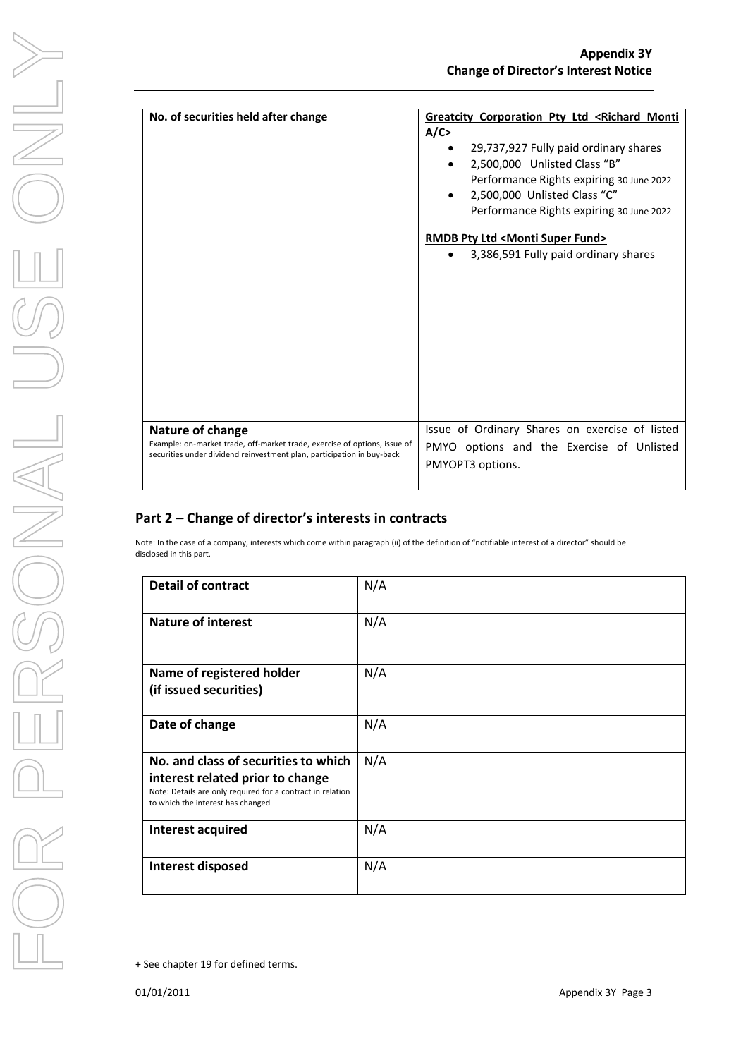| No. of securities held after change | **Greatcity Corporation Pty Ltd <Richard Monti A/C>**<br>• 29,737,927 Fully paid ordinary shares<br>• 2,500,000 Unlisted Class "B" Performance Rights expiring 30 June 2022<br>• 2,500,000 Unlisted Class "C" Performance Rights expiring 30 June 2022<br><br>**RMDB Pty Ltd <Monti Super Fund>**<br>• 3,386,591 Fully paid ordinary shares |
|---|---|
| **Nature of change**<br>Example: on-market trade, off-market trade, exercise of options, issue of securities under dividend reinvestment plan, participation in buy-back | Issue of Ordinary Shares on exercise of listed PMYO options and the Exercise of Unlisted PMYOPT3 options. |

## Part 2 – Change of director's interests in contracts

Note: In the case of a company, interests which come within paragraph (ii) of the definition of "notifiable interest of a director" should be disclosed in this part.

| Detail of contract | N/A |
|---|---|
| **Nature of interest** | N/A |
| **Name of registered holder (if issued securities)** | N/A |
| **Date of change** | N/A |
| **No. and class of securities to which interest related prior to change**<br>Note: Details are only required for a contract in relation to which the interest has changed | N/A |
| **Interest acquired** | N/A |
| **Interest disposed** | N/A |

+ See chapter 19 for defined terms.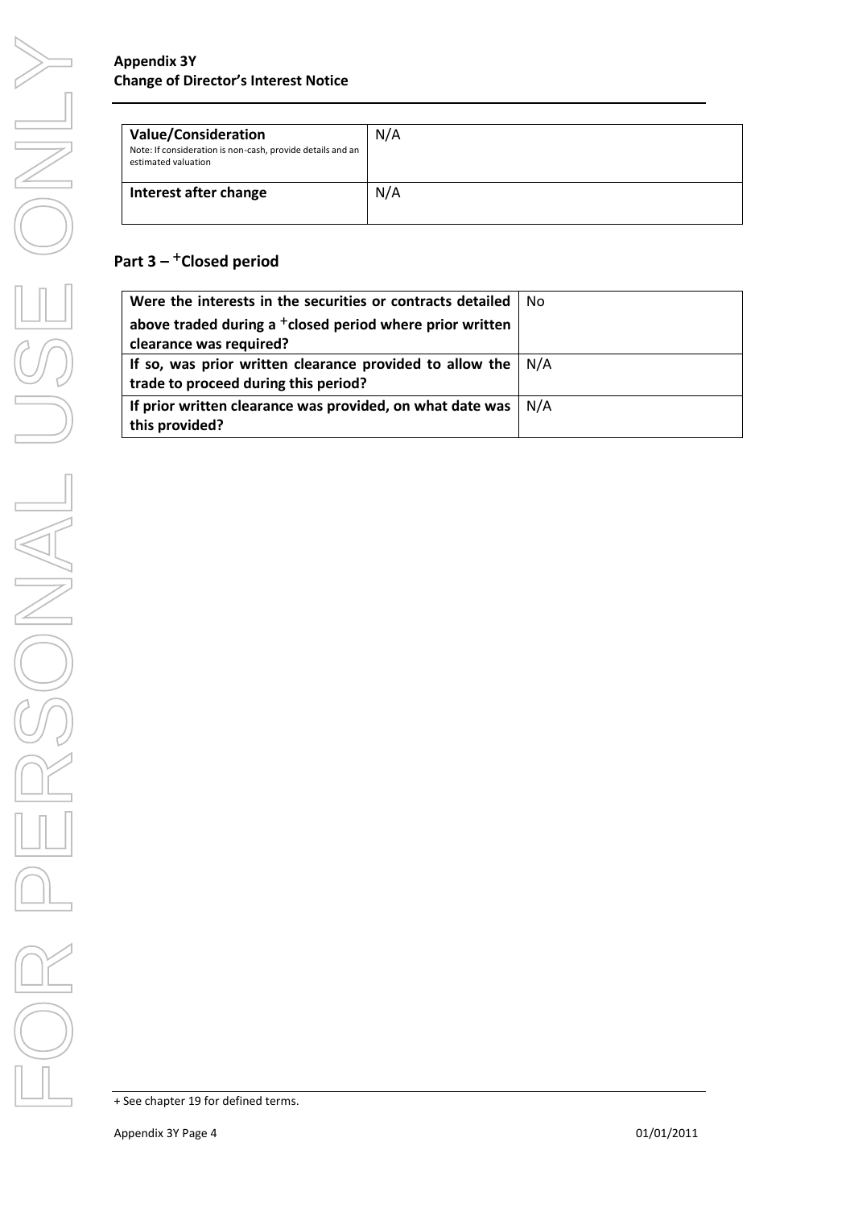| | |
|---|---|
| **Value/Consideration**<br>Note: If consideration is non-cash, provide details and an estimated valuation | N/A |
| **Interest after change** | N/A |

## Part 3 – +Closed period

| | |
|---|---|
| **Were the interests in the securities or contracts detailed above traded during a +closed period where prior written clearance was required?** | No |
| **If so, was prior written clearance provided to allow the trade to proceed during this period?** | N/A |
| **If prior written clearance was provided, on what date was this provided?** | N/A |

+ See chapter 19 for defined terms.